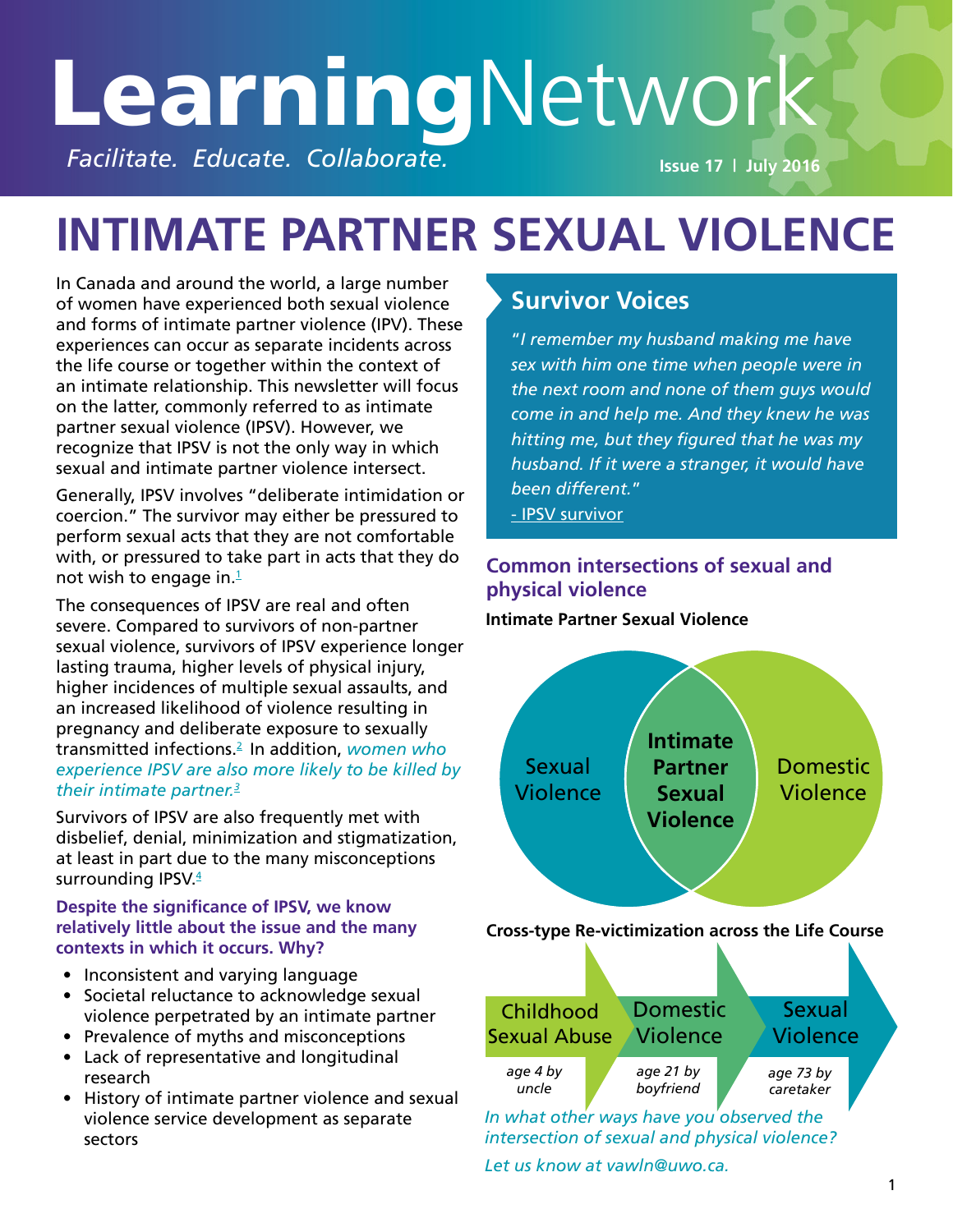# LearningNetwork

*Facilitate. Educate. Collaborate.*

Issue 17 | July 2016

# INTIMATE PARTNER SEXUAL VIOLENCE

In Canada and around the world, a large number of women have experienced both sexual violence and forms of intimate partner violence (IPV). These experiences can occur as separate incidents across the life course or together within the context of an intimate relationship. This newsletter will focus on the latter, commonly referred to as intimate partner sexual violence (IPSV). However, we recognize that IPSV is not the only way in which sexual and intimate partner violence intersect.

Generally, IPSV involves "deliberate intimidation or coercion." The survivor may either be pressured to perform sexual acts that they are not comfortable with, or pressured to take part in acts that they do not wish to engage in.[1]

The consequences of IPSV are real and often severe. Compared to survivors of non-partner sexual violence, survivors of IPSV experience longer lasting trauma, higher levels of physical injury, higher incidences of multiple sexual assaults, and an increased likelihood of violence resulting in pregnancy and deliberate exposure to sexually transmitted infections.[2] In addition, *women who experience IPSV are also more likely to be killed by their intimate partner.*[3]

Survivors of IPSV are also frequently met with disbelief, denial, minimization and stigmatization, at least in part due to the many misconceptions surrounding IPSV.[4]

**Despite the significance of IPSV, we know relatively little about the issue and the many contexts in which it occurs. Why?**

- Inconsistent and varying language
- Societal reluctance to acknowledge sexual violence perpetrated by an intimate partner
- Prevalence of myths and misconceptions
- Lack of representative and longitudinal research
- History of intimate partner violence and sexual violence service development as separate sectors

## Survivor Voices

*"I remember my husband making me have sex with him one time when people were in the next room and none of them guys would come in and help me. And they knew he was hitting me, but they figured that he was my husband. If it were a stranger, it would have been different."*

- IPSV survivor

### Common intersections of sexual and physical violence

**Intimate Partner Sexual Violence**

Sexual Violence | **Intimate Partner Sexual Violence** | Domestic Violence

**Cross-type Re-victimization across the Life Course**

Childhood Sexual Abuse (*age 4 by uncle*) → Domestic Violence (*age 21 by boyfriend*) → Sexual Violence (*age 73 by caretaker*)

*In what other ways have you observed the intersection of sexual and physical violence?*

*Let us know at vawln@uwo.ca.*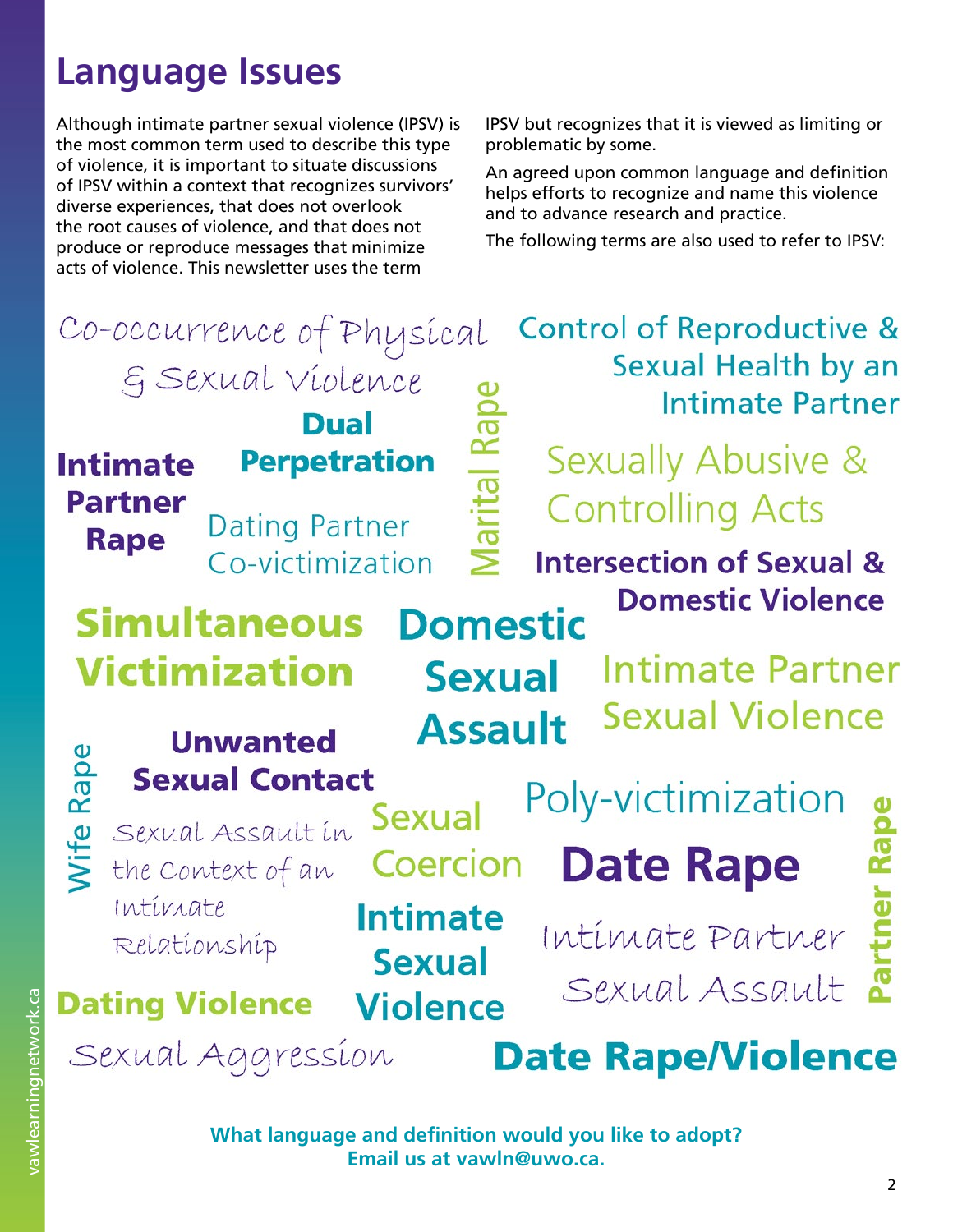## Language Issues

Although intimate partner sexual violence (IPSV) is the most common term used to describe this type of violence, it is important to situate discussions of IPSV within a context that recognizes survivors' diverse experiences, that does not overlook the root causes of violence, and that does not produce or reproduce messages that minimize acts of violence. This newsletter uses the term IPSV but recognizes that it is viewed as limiting or problematic by some.

An agreed upon common language and definition helps efforts to recognize and name this violence and to advance research and practice.

The following terms are also used to refer to IPSV:

- Co-occurrence of Physical & Sexual Violence
- Control of Reproductive & Sexual Health by an Intimate Partner
- Dual Perpetration
- Marital Rape
- Intimate Partner Rape
- Dating Partner Co-victimization
- Sexually Abusive & Controlling Acts
- Intersection of Sexual & Domestic Violence
- Simultaneous Victimization
- Domestic Sexual Assault
- Intimate Partner Sexual Violence
- Wife Rape
- Unwanted Sexual Contact
- Sexual Assault in the Context of an Intimate Relationship
- Sexual Coercion
- Poly-victimization
- Date Rape
- Intimate Sexual Violence
- Intimate Partner Sexual Assault
- Partner Rape
- Dating Violence
- Sexual Aggression
- Date Rape/Violence

**What language and definition would you like to adopt? Email us at vawln@uwo.ca.**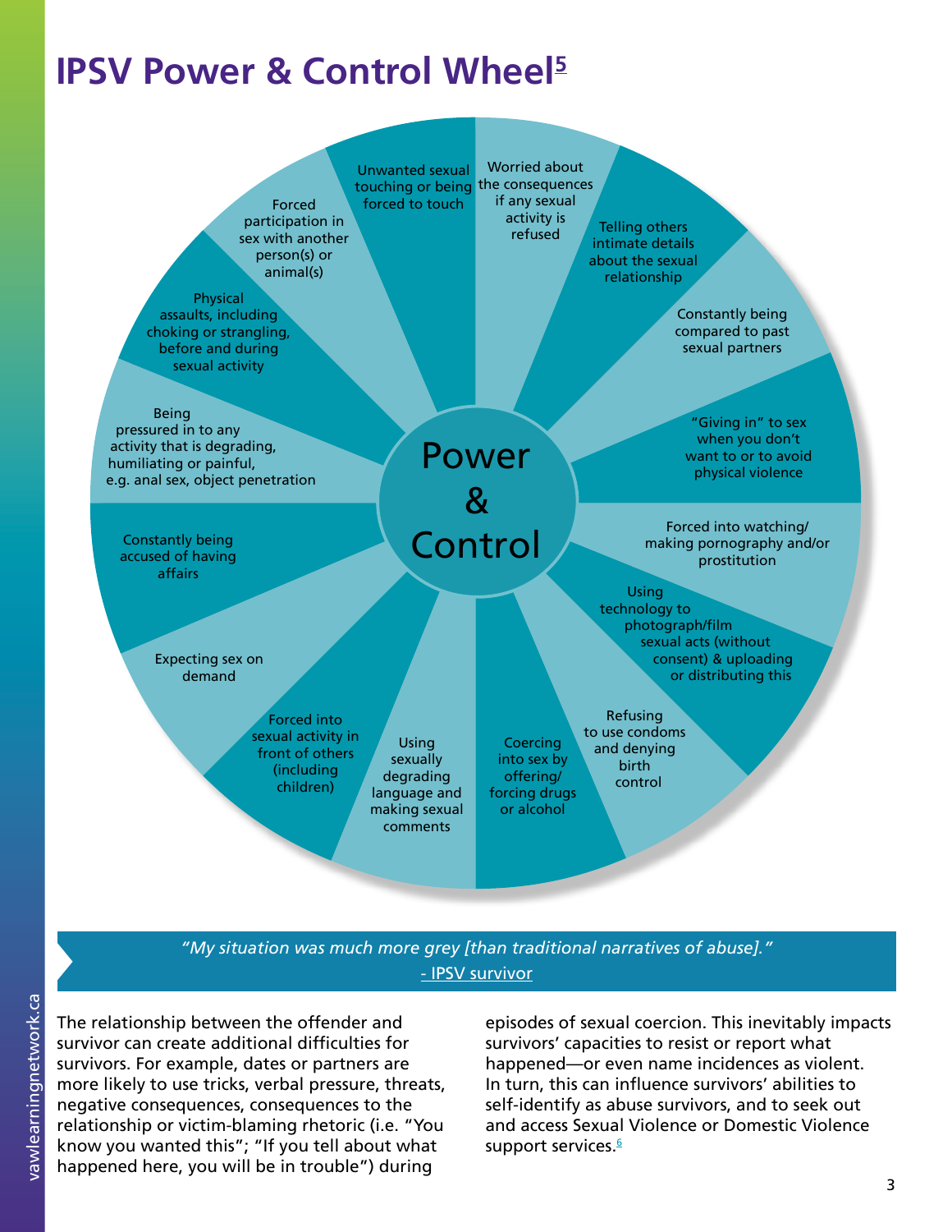# IPSV Power & Control Wheel[5]

**Power & Control**

- Unwanted sexual touching or being forced to touch
- Worried about the consequences if any sexual activity is refused
- Telling others intimate details about the sexual relationship
- Constantly being compared to past sexual partners
- "Giving in" to sex when you don't want to or to avoid physical violence
- Forced into watching/ making pornography and/or prostitution
- Using technology to photograph/film sexual acts (without consent) & uploading or distributing this
- Refusing to use condoms and denying birth control
- Coercing into sex by offering/ forcing drugs or alcohol
- Using sexually degrading language and making sexual comments
- Forced into sexual activity in front of others (including children)
- Expecting sex on demand
- Constantly being accused of having affairs
- Being pressured in to any activity that is degrading, humiliating or painful, e.g. anal sex, object penetration
- Physical assaults, including choking or strangling, before and during sexual activity
- Forced participation in sex with another person(s) or animal(s)

> *"My situation was much more grey [than traditional narratives of abuse]."*
> - IPSV survivor

The relationship between the offender and survivor can create additional difficulties for survivors. For example, dates or partners are more likely to use tricks, verbal pressure, threats, negative consequences, consequences to the relationship or victim-blaming rhetoric (i.e. "You know you wanted this"; "If you tell about what happened here, you will be in trouble") during episodes of sexual coercion. This inevitably impacts survivors' capacities to resist or report what happened—or even name incidences as violent. In turn, this can influence survivors' abilities to self-identify as abuse survivors, and to seek out and access Sexual Violence or Domestic Violence support services.[6]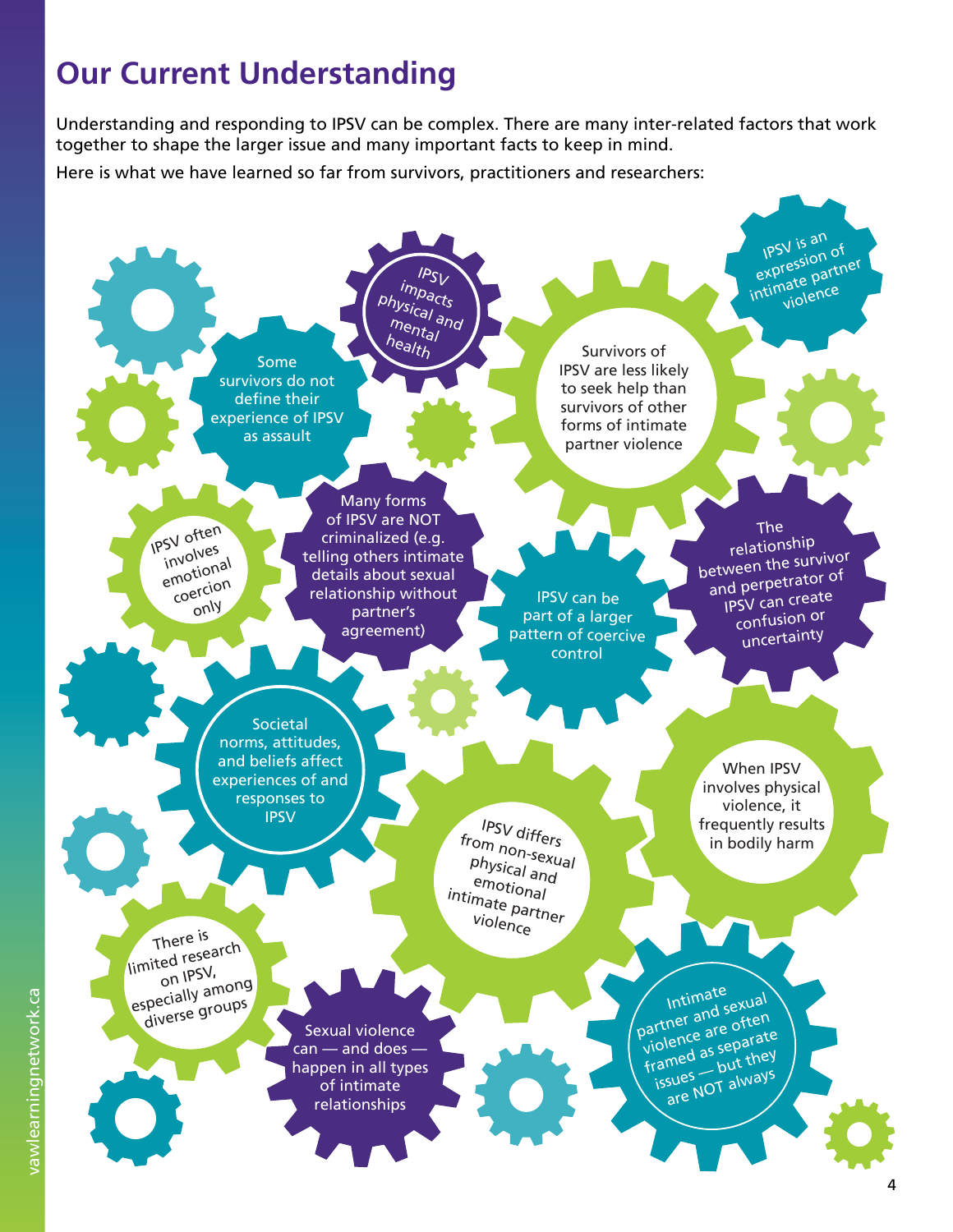# Our Current Understanding

Understanding and responding to IPSV can be complex. There are many inter-related factors that work together to shape the larger issue and many important facts to keep in mind.

Here is what we have learned so far from survivors, practitioners and researchers:

- IPSV impacts physical and mental health
- IPSV is an expression of intimate partner violence
- Some survivors do not define their experience of IPSV as assault
- Survivors of IPSV are less likely to seek help than survivors of other forms of intimate partner violence
- IPSV often involves emotional coercion only
- Many forms of IPSV are NOT criminalized (e.g. telling others intimate details about sexual relationship without partner's agreement)
- IPSV can be part of a larger pattern of coercive control
- The relationship between the survivor and perpetrator of IPSV can create confusion or uncertainty
- Societal norms, attitudes, and beliefs affect experiences of and responses to IPSV
- When IPSV involves physical violence, it frequently results in bodily harm
- IPSV differs from non-sexual physical and emotional intimate partner violence
- There is limited research on IPSV, especially among diverse groups
- Sexual violence can — and does — happen in all types of intimate relationships
- Intimate partner and sexual violence are often framed as separate issues — but they are NOT always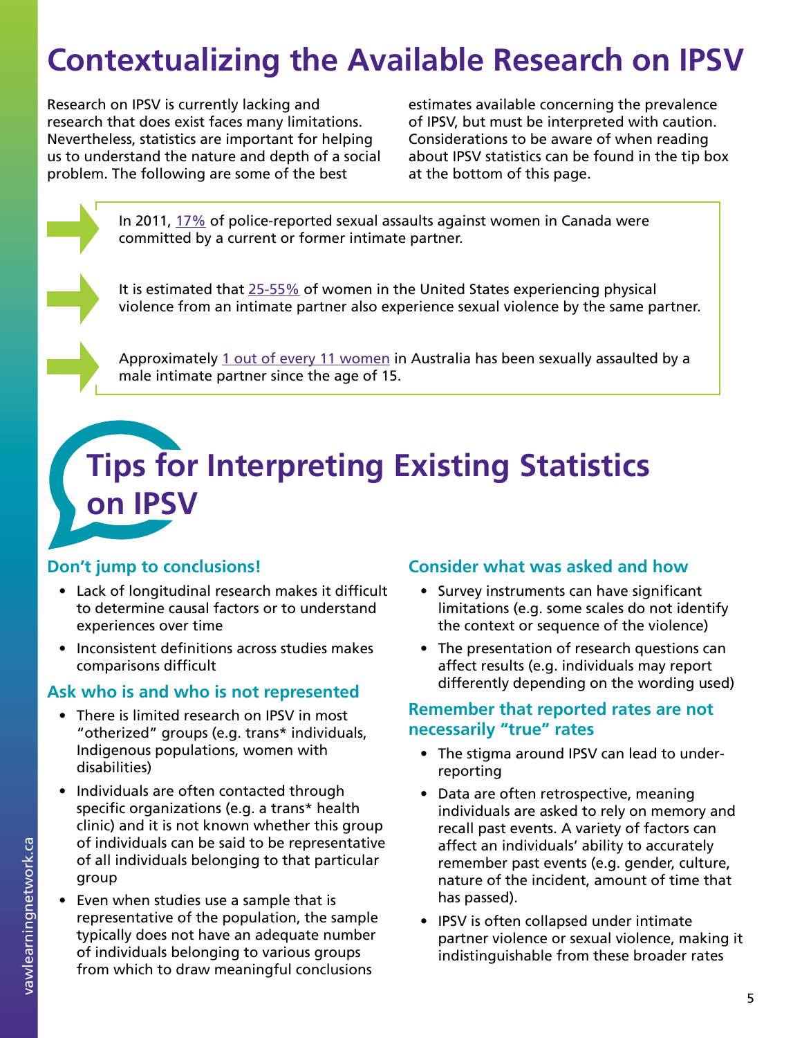# Contextualizing the Available Research on IPSV

Research on IPSV is currently lacking and research that does exist faces many limitations. Nevertheless, statistics are important for helping us to understand the nature and depth of a social problem. The following are some of the best estimates available concerning the prevalence of IPSV, but must be interpreted with caution. Considerations to be aware of when reading about IPSV statistics can be found in the tip box at the bottom of this page.

- In 2011, 17% of police-reported sexual assaults against women in Canada were committed by a current or former intimate partner.
- It is estimated that 25-55% of women in the United States experiencing physical violence from an intimate partner also experience sexual violence by the same partner.
- Approximately 1 out of every 11 women in Australia has been sexually assaulted by a male intimate partner since the age of 15.

## Tips for Interpreting Existing Statistics on IPSV

### Don't jump to conclusions!

- Lack of longitudinal research makes it difficult to determine causal factors or to understand experiences over time
- Inconsistent definitions across studies makes comparisons difficult

### Ask who is and who is not represented

- There is limited research on IPSV in most "otherized" groups (e.g. trans* individuals, Indigenous populations, women with disabilities)
- Individuals are often contacted through specific organizations (e.g. a trans* health clinic) and it is not known whether this group of individuals can be said to be representative of all individuals belonging to that particular group
- Even when studies use a sample that is representative of the population, the sample typically does not have an adequate number of individuals belonging to various groups from which to draw meaningful conclusions

### Consider what was asked and how

- Survey instruments can have significant limitations (e.g. some scales do not identify the context or sequence of the violence)
- The presentation of research questions can affect results (e.g. individuals may report differently depending on the wording used)

### Remember that reported rates are not necessarily "true" rates

- The stigma around IPSV can lead to under-reporting
- Data are often retrospective, meaning individuals are asked to rely on memory and recall past events. A variety of factors can affect an individuals' ability to accurately remember past events (e.g. gender, culture, nature of the incident, amount of time that has passed).
- IPSV is often collapsed under intimate partner violence or sexual violence, making it indistinguishable from these broader rates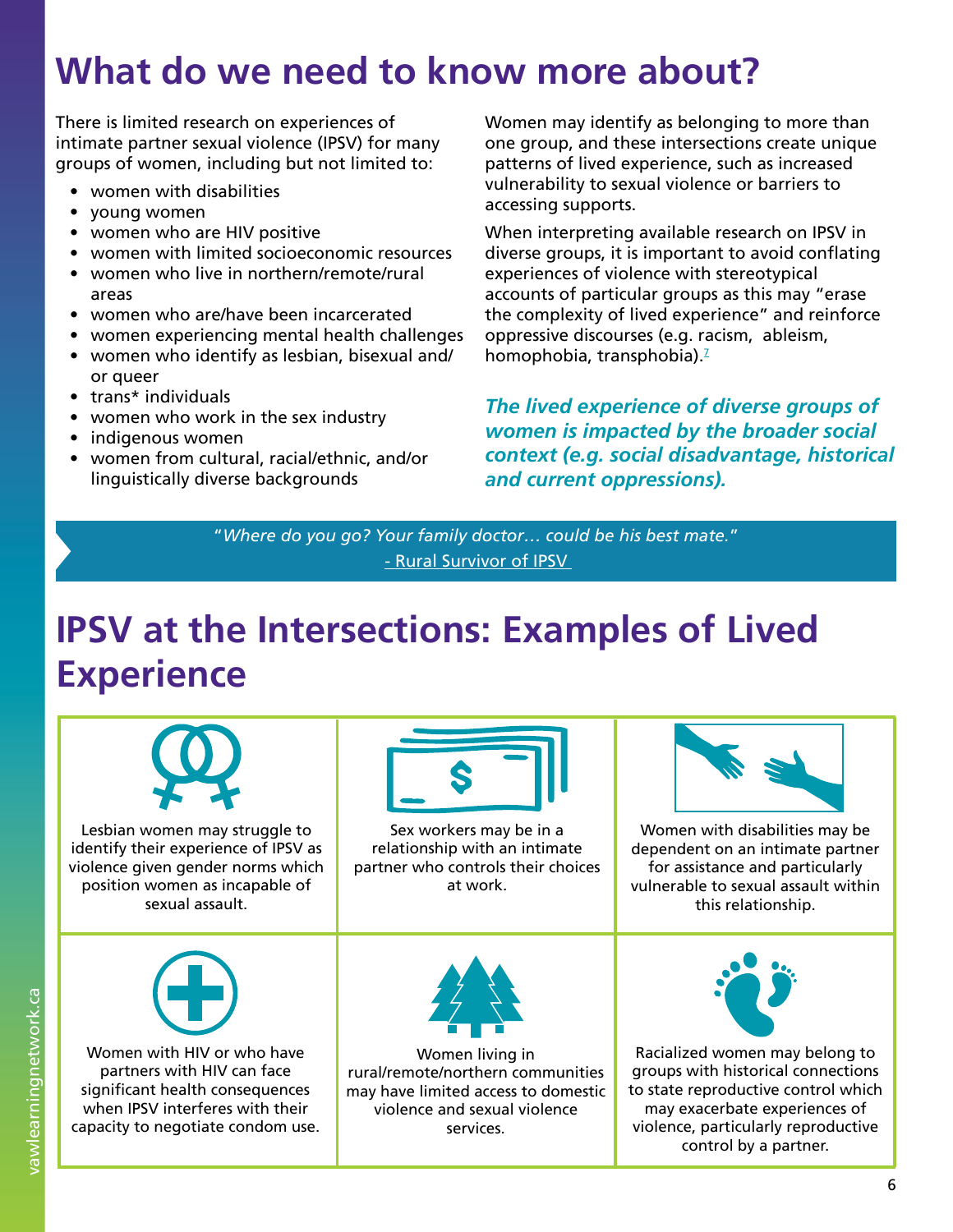# What do we need to know more about?

There is limited research on experiences of intimate partner sexual violence (IPSV) for many groups of women, including but not limited to:

- women with disabilities
- young women
- women who are HIV positive
- women with limited socioeconomic resources
- women who live in northern/remote/rural areas
- women who are/have been incarcerated
- women experiencing mental health challenges
- women who identify as lesbian, bisexual and/or queer
- trans* individuals
- women who work in the sex industry
- indigenous women
- women from cultural, racial/ethnic, and/or linguistically diverse backgrounds

Women may identify as belonging to more than one group, and these intersections create unique patterns of lived experience, such as increased vulnerability to sexual violence or barriers to accessing supports.

When interpreting available research on IPSV in diverse groups, it is important to avoid conflating experiences of violence with stereotypical accounts of particular groups as this may "erase the complexity of lived experience" and reinforce oppressive discourses (e.g. racism, ableism, homophobia, transphobia).[7]

***The lived experience of diverse groups of women is impacted by the broader social context (e.g. social disadvantage, historical and current oppressions).***

"*Where do you go? Your family doctor… could be his best mate.*"
- Rural Survivor of IPSV

# IPSV at the Intersections: Examples of Lived Experience

Lesbian women may struggle to identify their experience of IPSV as violence given gender norms which position women as incapable of sexual assault.

Sex workers may be in a relationship with an intimate partner who controls their choices at work.

Women with disabilities may be dependent on an intimate partner for assistance and particularly vulnerable to sexual assault within this relationship.

Women with HIV or who have partners with HIV can face significant health consequences when IPSV interferes with their capacity to negotiate condom use.

Women living in rural/remote/northern communities may have limited access to domestic violence and sexual violence services.

Racialized women may belong to groups with historical connections to state reproductive control which may exacerbate experiences of violence, particularly reproductive control by a partner.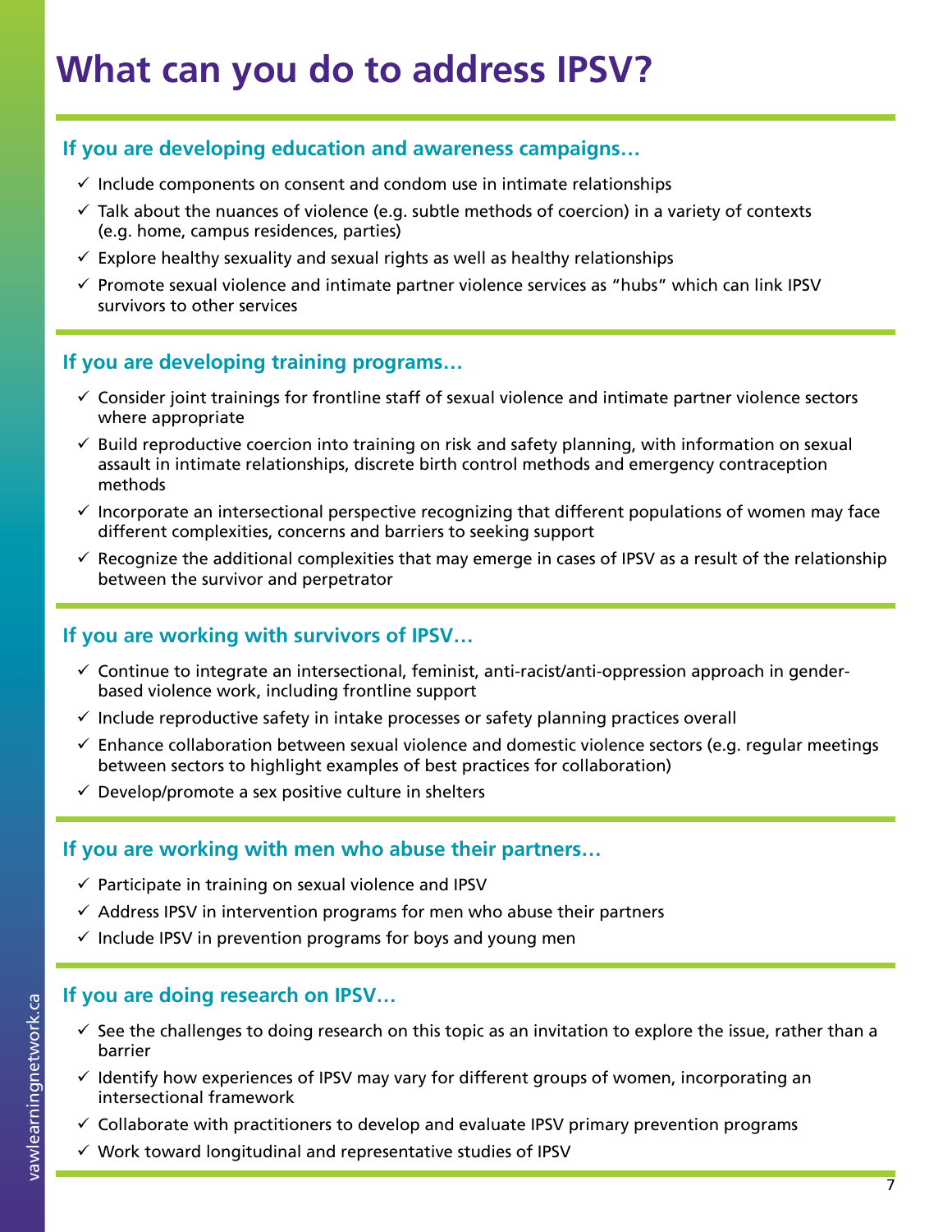# What can you do to address IPSV?

## If you are developing education and awareness campaigns…

- ✓ Include components on consent and condom use in intimate relationships
- ✓ Talk about the nuances of violence (e.g. subtle methods of coercion) in a variety of contexts (e.g. home, campus residences, parties)
- ✓ Explore healthy sexuality and sexual rights as well as healthy relationships
- ✓ Promote sexual violence and intimate partner violence services as "hubs" which can link IPSV survivors to other services

## If you are developing training programs…

- ✓ Consider joint trainings for frontline staff of sexual violence and intimate partner violence sectors where appropriate
- ✓ Build reproductive coercion into training on risk and safety planning, with information on sexual assault in intimate relationships, discrete birth control methods and emergency contraception methods
- ✓ Incorporate an intersectional perspective recognizing that different populations of women may face different complexities, concerns and barriers to seeking support
- ✓ Recognize the additional complexities that may emerge in cases of IPSV as a result of the relationship between the survivor and perpetrator

## If you are working with survivors of IPSV…

- ✓ Continue to integrate an intersectional, feminist, anti-racist/anti-oppression approach in gender-based violence work, including frontline support
- ✓ Include reproductive safety in intake processes or safety planning practices overall
- ✓ Enhance collaboration between sexual violence and domestic violence sectors (e.g. regular meetings between sectors to highlight examples of best practices for collaboration)
- ✓ Develop/promote a sex positive culture in shelters

## If you are working with men who abuse their partners…

- ✓ Participate in training on sexual violence and IPSV
- ✓ Address IPSV in intervention programs for men who abuse their partners
- ✓ Include IPSV in prevention programs for boys and young men

## If you are doing research on IPSV…

- ✓ See the challenges to doing research on this topic as an invitation to explore the issue, rather than a barrier
- ✓ Identify how experiences of IPSV may vary for different groups of women, incorporating an intersectional framework
- ✓ Collaborate with practitioners to develop and evaluate IPSV primary prevention programs
- ✓ Work toward longitudinal and representative studies of IPSV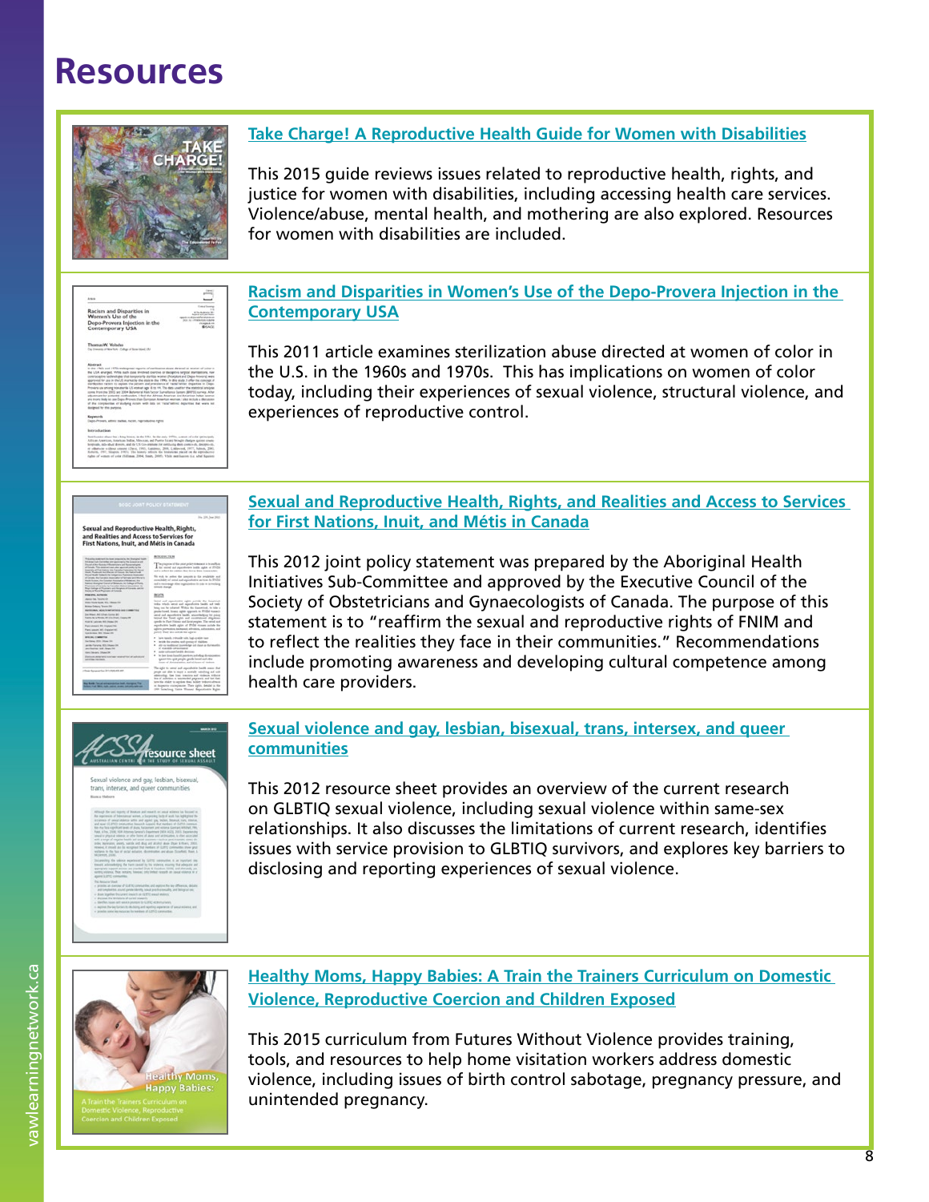# Resources

### Take Charge! A Reproductive Health Guide for Women with Disabilities

This 2015 guide reviews issues related to reproductive health, rights, and justice for women with disabilities, including accessing health care services. Violence/abuse, mental health, and mothering are also explored. Resources for women with disabilities are included.

### Racism and Disparities in Women's Use of the Depo-Provera Injection in the Contemporary USA

This 2011 article examines sterilization abuse directed at women of color in the U.S. in the 1960s and 1970s. This has implications on women of color today, including their experiences of sexual violence, structural violence, and experiences of reproductive control.

### Sexual and Reproductive Health, Rights, and Realities and Access to Services for First Nations, Inuit, and Métis in Canada

This 2012 joint policy statement was prepared by the Aboriginal Health Initiatives Sub-Committee and approved by the Executive Council of the Society of Obstetricians and Gynaecologists of Canada. The purpose of this statement is to "reaffirm the sexual and reproductive rights of FNIM and to reflect the realities they face in their communities." Recommendations include promoting awareness and developing cultural competence among health care providers.

### Sexual violence and gay, lesbian, bisexual, trans, intersex, and queer communities

This 2012 resource sheet provides an overview of the current research on GLBTIQ sexual violence, including sexual violence within same-sex relationships. It also discusses the limitations of current research, identifies issues with service provision to GLBTIQ survivors, and explores key barriers to disclosing and reporting experiences of sexual violence.

### Healthy Moms, Happy Babies: A Train the Trainers Curriculum on Domestic Violence, Reproductive Coercion and Children Exposed

This 2015 curriculum from Futures Without Violence provides training, tools, and resources to help home visitation workers address domestic violence, including issues of birth control sabotage, pregnancy pressure, and unintended pregnancy.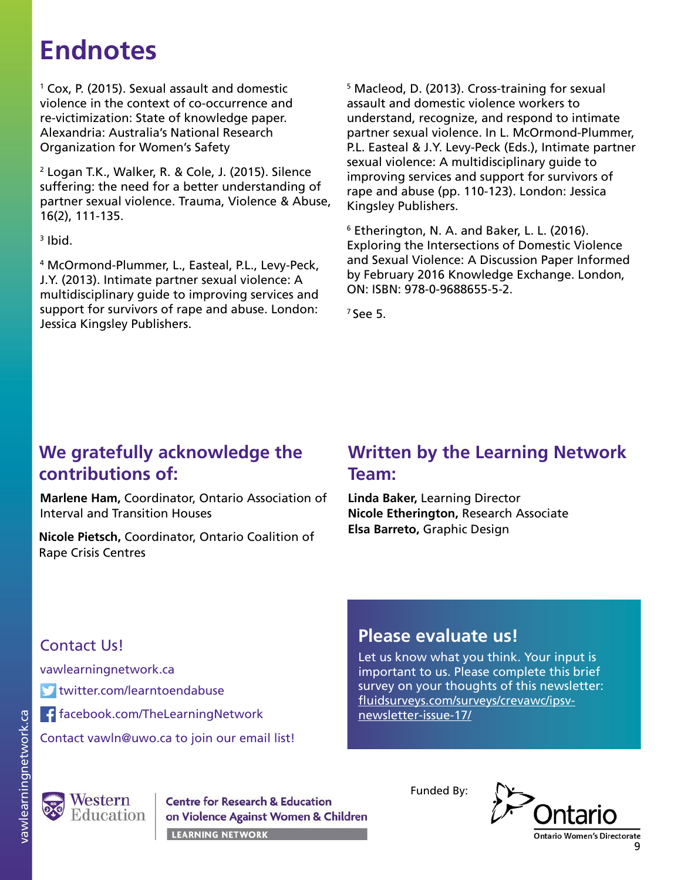# Endnotes

[1] Cox, P. (2015). Sexual assault and domestic violence in the context of co-occurrence and re-victimization: State of knowledge paper. Alexandria: Australia's National Research Organization for Women's Safety

[2] Logan T.K., Walker, R. & Cole, J. (2015). Silence suffering: the need for a better understanding of partner sexual violence. Trauma, Violence & Abuse, 16(2), 111-135.

[3] Ibid.

[4] McOrmond-Plummer, L., Easteal, P.L., Levy-Peck, J.Y. (2013). Intimate partner sexual violence: A multidisciplinary guide to improving services and support for survivors of rape and abuse. London: Jessica Kingsley Publishers.

[5] Macleod, D. (2013). Cross-training for sexual assault and domestic violence workers to understand, recognize, and respond to intimate partner sexual violence. In L. McOrmond-Plummer, P.L. Easteal & J.Y. Levy-Peck (Eds.), Intimate partner sexual violence: A multidisciplinary guide to improving services and support for survivors of rape and abuse (pp. 110-123). London: Jessica Kingsley Publishers.

[6] Etherington, N. A. and Baker, L. L. (2016). Exploring the Intersections of Domestic Violence and Sexual Violence: A Discussion Paper Informed by February 2016 Knowledge Exchange. London, ON: ISBN: 978-0-9688655-5-2.

[7] See 5.

## We gratefully acknowledge the contributions of:

**Marlene Ham,** Coordinator, Ontario Association of Interval and Transition Houses

**Nicole Pietsch,** Coordinator, Ontario Coalition of Rape Crisis Centres

## Written by the Learning Network Team:

**Linda Baker,** Learning Director
**Nicole Etherington,** Research Associate
**Elsa Barreto,** Graphic Design

## Contact Us!

vawlearningnetwork.ca

twitter.com/learntoendabuse

facebook.com/TheLearningNetwork

Contact vawln@uwo.ca to join our email list!

## Please evaluate us!

Let us know what you think. Your input is important to us. Please complete this brief survey on your thoughts of this newsletter: fluidsurveys.com/surveys/crevawc/ipsv-newsletter-issue-17/

Western Education

Centre for Research & Education on Violence Against Women & Children

LEARNING NETWORK

Funded By: Ontario — Ontario Women's Directorate

vawlearningnetwork.ca